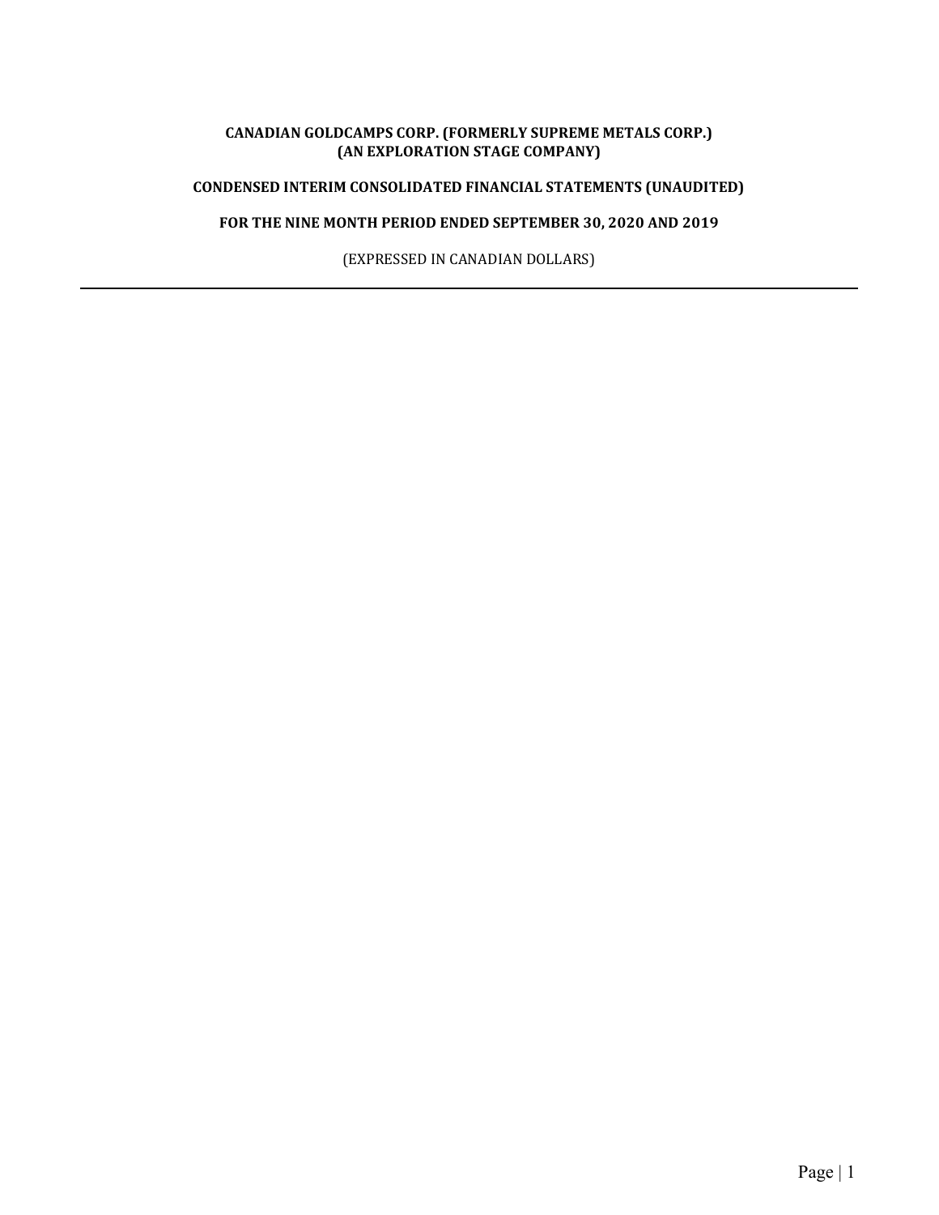**CANADIAN GOLDCAMPS CORP. (FORMERLY SUPREME METALS CORP.)**
**(AN EXPLORATION STAGE COMPANY)**

**CONDENSED INTERIM CONSOLIDATED FINANCIAL STATEMENTS (UNAUDITED)**

**FOR THE NINE MONTH PERIOD ENDED SEPTEMBER 30, 2020 AND 2019**

(EXPRESSED IN CANADIAN DOLLARS)

---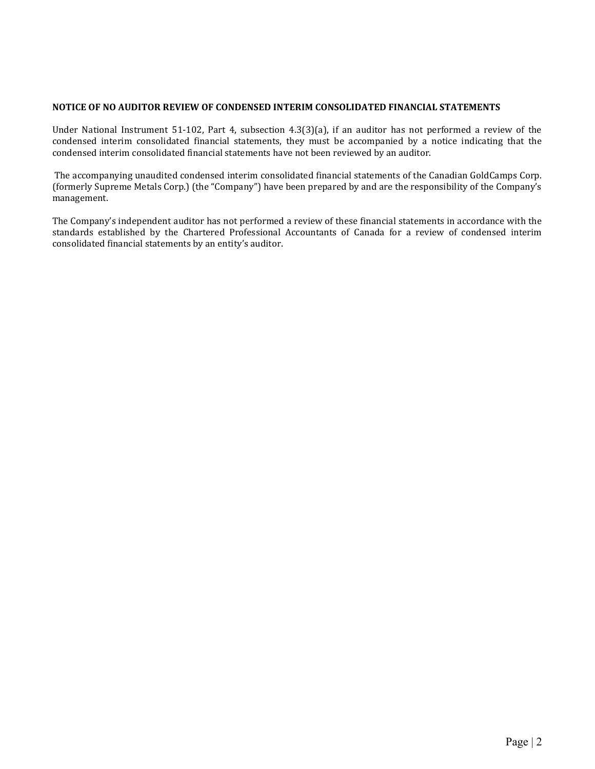**NOTICE OF NO AUDITOR REVIEW OF CONDENSED INTERIM CONSOLIDATED FINANCIAL STATEMENTS**

Under National Instrument 51-102, Part 4, subsection 4.3(3)(a), if an auditor has not performed a review of the condensed interim consolidated financial statements, they must be accompanied by a notice indicating that the condensed interim consolidated financial statements have not been reviewed by an auditor.

The accompanying unaudited condensed interim consolidated financial statements of the Canadian GoldCamps Corp. (formerly Supreme Metals Corp.) (the "Company") have been prepared by and are the responsibility of the Company's management.

The Company's independent auditor has not performed a review of these financial statements in accordance with the standards established by the Chartered Professional Accountants of Canada for a review of condensed interim consolidated financial statements by an entity's auditor.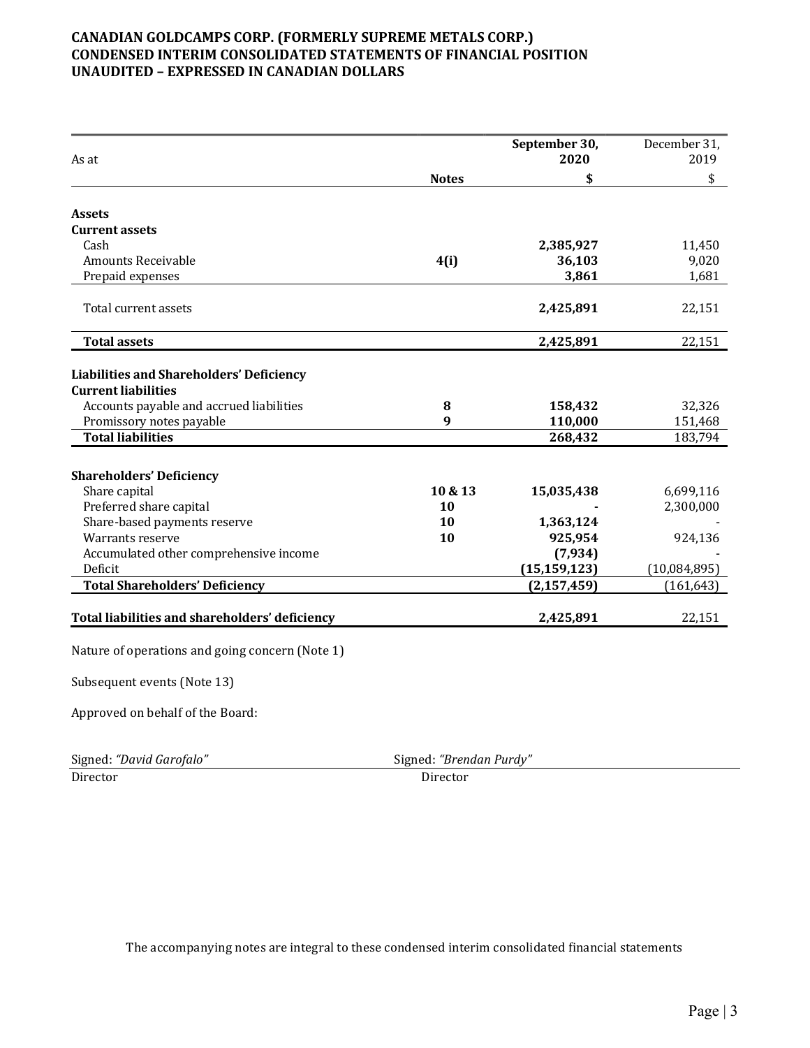**CANADIAN GOLDCAMPS CORP. (FORMERLY SUPREME METALS CORP.)**
**CONDENSED INTERIM CONSOLIDATED STATEMENTS OF FINANCIAL POSITION**
**UNAUDITED – EXPRESSED IN CANADIAN DOLLARS**

| As at | Notes | September 30, 2020 | December 31, 2019 |
|---|---|---|---|
| | | **$** | $ |
| **Assets** | | | |
| **Current assets** | | | |
| Cash | | **2,385,927** | 11,450 |
| Amounts Receivable | **4(i)** | **36,103** | 9,020 |
| Prepaid expenses | | **3,861** | 1,681 |
| Total current assets | | **2,425,891** | 22,151 |
| **Total assets** | | **2,425,891** | 22,151 |
| **Liabilities and Shareholders' Deficiency** | | | |
| **Current liabilities** | | | |
| Accounts payable and accrued liabilities | **8** | **158,432** | 32,326 |
| Promissory notes payable | **9** | **110,000** | 151,468 |
| **Total liabilities** | | **268,432** | 183,794 |
| **Shareholders' Deficiency** | | | |
| Share capital | **10 & 13** | **15,035,438** | 6,699,116 |
| Preferred share capital | **10** | **-** | 2,300,000 |
| Share-based payments reserve | **10** | **1,363,124** | - |
| Warrants reserve | **10** | **925,954** | 924,136 |
| Accumulated other comprehensive income | | **(7,934)** | - |
| Deficit | | **(15,159,123)** | (10,084,895) |
| **Total Shareholders' Deficiency** | | **(2,157,459)** | (161,643) |
| **Total liabilities and shareholders' deficiency** | | **2,425,891** | 22,151 |

Nature of operations and going concern (Note 1)

Subsequent events (Note 13)

Approved on behalf of the Board:

Signed: *"David Garofalo"*
Director

Signed: *"Brendan Purdy"*
Director

The accompanying notes are integral to these condensed interim consolidated financial statements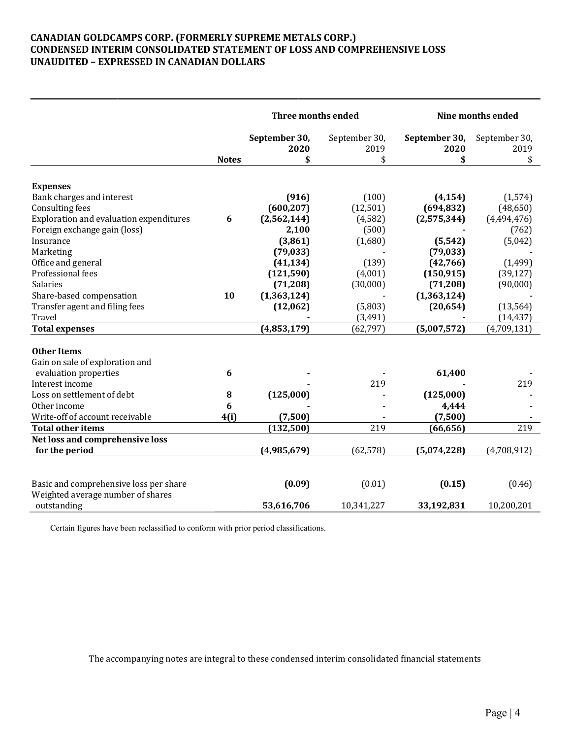# CANADIAN GOLDCAMPS CORP. (FORMERLY SUPREME METALS CORP.)
# CONDENSED INTERIM CONSOLIDATED STATEMENT OF LOSS AND COMPREHENSIVE LOSS
# UNAUDITED – EXPRESSED IN CANADIAN DOLLARS

| | | Three months ended | | Nine months ended | |
|---|---|---|---|---|---|
| | | **September 30, 2020** | September 30, 2019 | **September 30, 2020** | September 30, 2019 |
| | **Notes** | **$** | $ | **$** | $ |
| **Expenses** | | | | | |
| Bank charges and interest | | **(916)** | (100) | **(4,154)** | (1,574) |
| Consulting fees | | **(600,207)** | (12,501) | **(694,832)** | (48,650) |
| Exploration and evaluation expenditures | **6** | **(2,562,144)** | (4,582) | **(2,575,344)** | (4,494,476) |
| Foreign exchange gain (loss) | | **2,100** | (500) | **-** | (762) |
| Insurance | | **(3,861)** | (1,680) | **(5,542)** | (5,042) |
| Marketing | | **(79,033)** | - | **(79,033)** | - |
| Office and general | | **(41,134)** | (139) | **(42,766)** | (1,499) |
| Professional fees | | **(121,590)** | (4,001) | **(150,915)** | (39,127) |
| Salaries | | **(71,208)** | (30,000) | **(71,208)** | (90,000) |
| Share-based compensation | **10** | **(1,363,124)** | - | **(1,363,124)** | - |
| Transfer agent and filing fees | | **(12,062)** | (5,803) | **(20,654)** | (13,564) |
| Travel | | **-** | (3,491) | **-** | (14,437) |
| **Total expenses** | | **(4,853,179)** | (62,797) | **(5,007,572)** | (4,709,131) |
| **Other Items** | | | | | |
| Gain on sale of exploration and evaluation properties | **6** | **-** | - | **61,400** | - |
| Interest income | | **-** | 219 | **-** | 219 |
| Loss on settlement of debt | **8** | **(125,000)** | - | **(125,000)** | - |
| Other income | **6** | **-** | - | **4,444** | - |
| Write-off of account receivable | **4(i)** | **(7,500)** | - | **(7,500)** | - |
| **Total other items** | | **(132,500)** | 219 | **(66,656)** | 219 |
| **Net loss and comprehensive loss for the period** | | **(4,985,679)** | (62,578) | **(5,074,228)** | (4,708,912) |
| Basic and comprehensive loss per share | | **(0.09)** | (0.01) | **(0.15)** | (0.46) |
| Weighted average number of shares outstanding | | **53,616,706** | 10,341,227 | **33,192,831** | 10,200,201 |

Certain figures have been reclassified to conform with prior period classifications.

The accompanying notes are integral to these condensed interim consolidated financial statements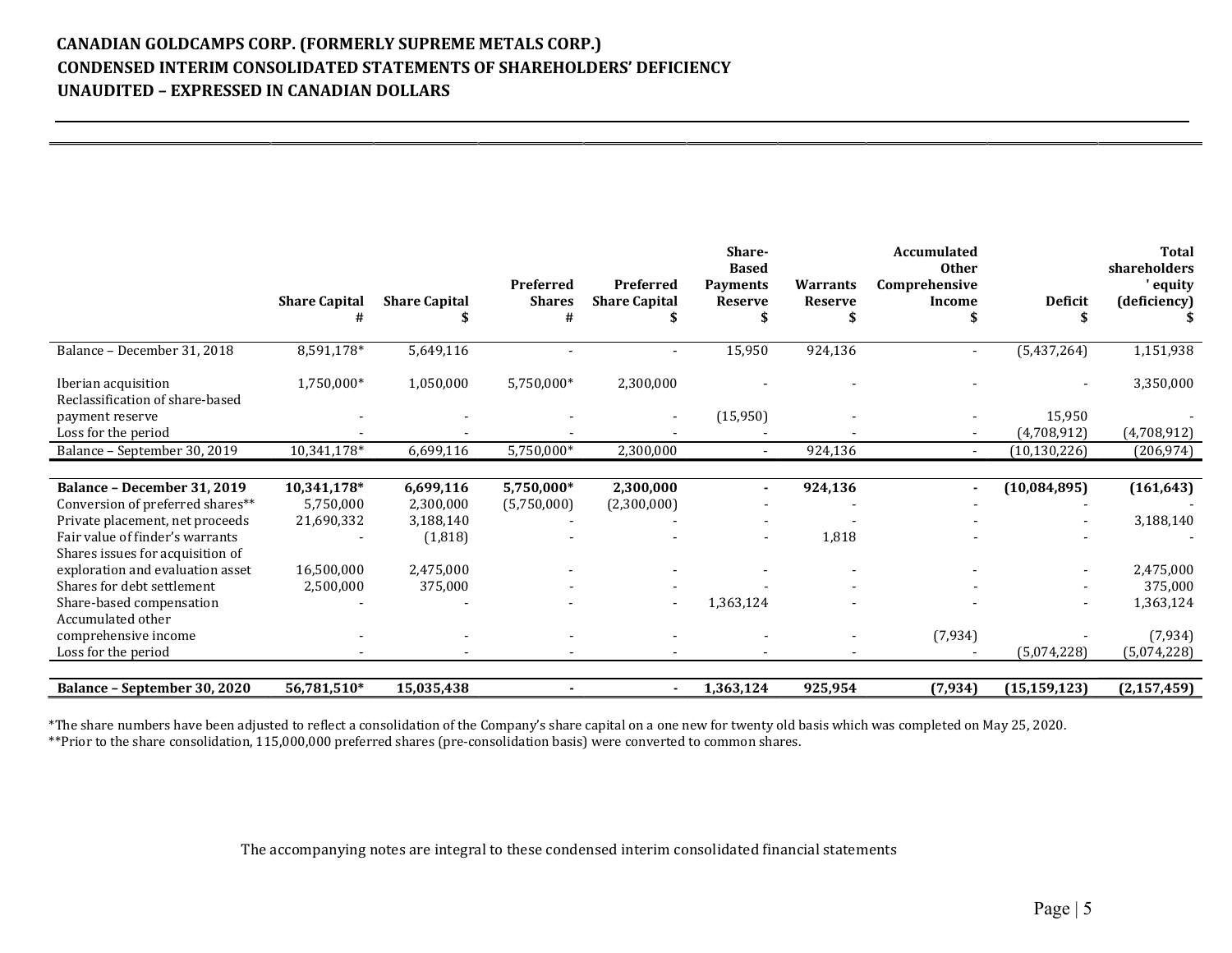**CANADIAN GOLDCAMPS CORP. (FORMERLY SUPREME METALS CORP.)**
**CONDENSED INTERIM CONSOLIDATED STATEMENTS OF SHAREHOLDERS' DEFICIENCY**
**UNAUDITED – EXPRESSED IN CANADIAN DOLLARS**

| | Share Capital # | Share Capital $ | Preferred Shares # | Preferred Share Capital $ | Share-Based Payments Reserve $ | Warrants Reserve $ | Accumulated Other Comprehensive Income $ | Deficit $ | Total shareholders' equity (deficiency) $ |
|---|---|---|---|---|---|---|---|---|---|
| Balance – December 31, 2018 | 8,591,178* | 5,649,116 | - | - | 15,950 | 924,136 | - | (5,437,264) | 1,151,938 |
| Iberian acquisition | 1,750,000* | 1,050,000 | 5,750,000* | 2,300,000 | - | - | - | - | 3,350,000 |
| Reclassification of share-based payment reserve | - | - | - | - | (15,950) | - | - | 15,950 | - |
| Loss for the period | - | - | - | - | - | - | - | (4,708,912) | (4,708,912) |
| Balance – September 30, 2019 | 10,341,178* | 6,699,116 | 5,750,000* | 2,300,000 | - | 924,136 | - | (10,130,226) | (206,974) |
| **Balance – December 31, 2019** | **10,341,178*** | **6,699,116** | **5,750,000*** | **2,300,000** | **-** | **924,136** | **-** | **(10,084,895)** | **(161,643)** |
| Conversion of preferred shares** | 5,750,000 | 2,300,000 | (5,750,000) | (2,300,000) | - | - | - | - | - |
| Private placement, net proceeds | 21,690,332 | 3,188,140 | - | - | - | - | - | - | 3,188,140 |
| Fair value of finder's warrants | - | (1,818) | - | - | - | 1,818 | - | - | - |
| Shares issues for acquisition of exploration and evaluation asset | 16,500,000 | 2,475,000 | - | - | - | - | - | - | 2,475,000 |
| Shares for debt settlement | 2,500,000 | 375,000 | - | - | - | - | - | - | 375,000 |
| Share-based compensation | - | - | - | - | 1,363,124 | - | - | - | 1,363,124 |
| Accumulated other comprehensive income | - | - | - | - | - | - | (7,934) | - | (7,934) |
| Loss for the period | - | - | - | - | - | - | - | (5,074,228) | (5,074,228) |
| **Balance – September 30, 2020** | **56,781,510*** | **15,035,438** | **-** | **-** | **1,363,124** | **925,954** | **(7,934)** | **(15,159,123)** | **(2,157,459)** |

*The share numbers have been adjusted to reflect a consolidation of the Company's share capital on a one new for twenty old basis which was completed on May 25, 2020.
**Prior to the share consolidation, 115,000,000 preferred shares (pre-consolidation basis) were converted to common shares.

The accompanying notes are integral to these condensed interim consolidated financial statements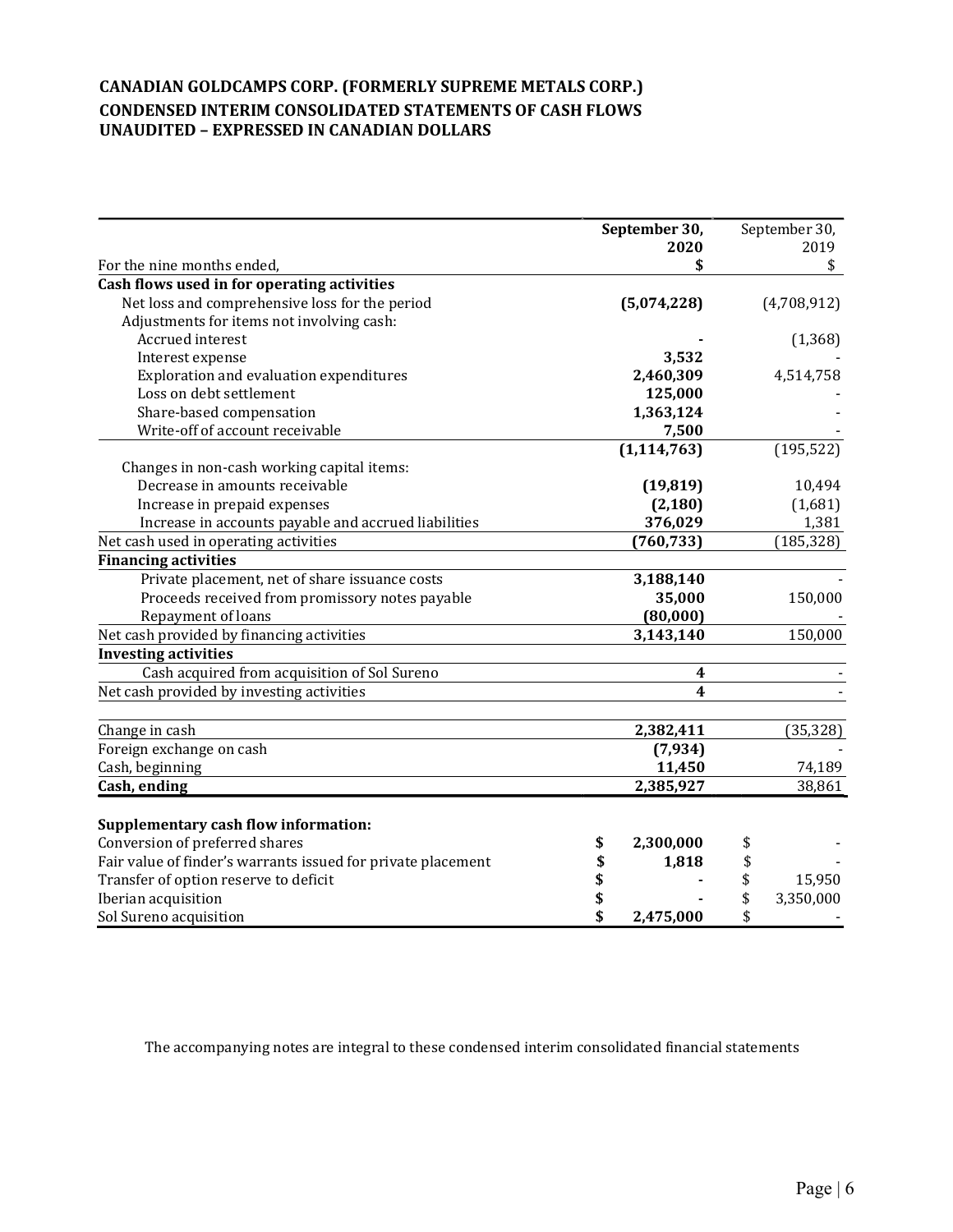**CANADIAN GOLDCAMPS CORP. (FORMERLY SUPREME METALS CORP.)**
**CONDENSED INTERIM CONSOLIDATED STATEMENTS OF CASH FLOWS**
**UNAUDITED – EXPRESSED IN CANADIAN DOLLARS**

| For the nine months ended, | **September 30, 2020 $** | September 30, 2019 $ |
|---|---|---|
| **Cash flows used in for operating activities** | | |
| Net loss and comprehensive loss for the period | **(5,074,228)** | (4,708,912) |
| Adjustments for items not involving cash: | | |
| Accrued interest | **-** | (1,368) |
| Interest expense | **3,532** | - |
| Exploration and evaluation expenditures | **2,460,309** | 4,514,758 |
| Loss on debt settlement | **125,000** | - |
| Share-based compensation | **1,363,124** | - |
| Write-off of account receivable | **7,500** | - |
| | **(1,114,763)** | (195,522) |
| Changes in non-cash working capital items: | | |
| Decrease in amounts receivable | **(19,819)** | 10,494 |
| Increase in prepaid expenses | **(2,180)** | (1,681) |
| Increase in accounts payable and accrued liabilities | **376,029** | 1,381 |
| Net cash used in operating activities | **(760,733)** | (185,328) |
| **Financing activities** | | |
| Private placement, net of share issuance costs | **3,188,140** | - |
| Proceeds received from promissory notes payable | **35,000** | 150,000 |
| Repayment of loans | **(80,000)** | - |
| Net cash provided by financing activities | **3,143,140** | 150,000 |
| **Investing activities** | | |
| Cash acquired from acquisition of Sol Sureno | **4** | - |
| Net cash provided by investing activities | **4** | - |
| Change in cash | **2,382,411** | (35,328) |
| Foreign exchange on cash | **(7,934)** | - |
| Cash, beginning | **11,450** | 74,189 |
| **Cash, ending** | **2,385,927** | 38,861 |
| **Supplementary cash flow information:** | | |
| Conversion of preferred shares | **$ 2,300,000** | $ - |
| Fair value of finder's warrants issued for private placement | **$ 1,818** | $ - |
| Transfer of option reserve to deficit | **$ -** | $ 15,950 |
| Iberian acquisition | **$ -** | $ 3,350,000 |
| Sol Sureno acquisition | **$ 2,475,000** | $ - |

The accompanying notes are integral to these condensed interim consolidated financial statements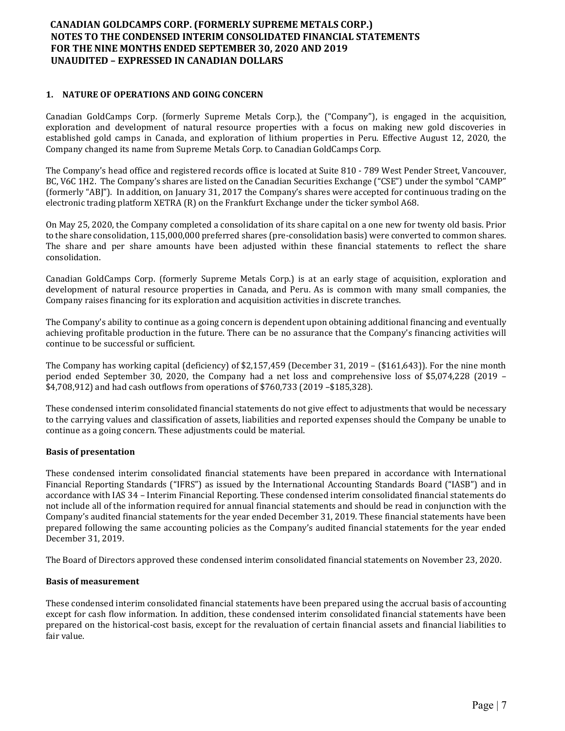## 1. NATURE OF OPERATIONS AND GOING CONCERN

Canadian GoldCamps Corp. (formerly Supreme Metals Corp.), the ("Company"), is engaged in the acquisition, exploration and development of natural resource properties with a focus on making new gold discoveries in established gold camps in Canada, and exploration of lithium properties in Peru. Effective August 12, 2020, the Company changed its name from Supreme Metals Corp. to Canadian GoldCamps Corp.

The Company's head office and registered records office is located at Suite 810 - 789 West Pender Street, Vancouver, BC, V6C 1H2. The Company's shares are listed on the Canadian Securities Exchange ("CSE") under the symbol "CAMP" (formerly "ABJ"). In addition, on January 31, 2017 the Company's shares were accepted for continuous trading on the electronic trading platform XETRA (R) on the Frankfurt Exchange under the ticker symbol A68.

On May 25, 2020, the Company completed a consolidation of its share capital on a one new for twenty old basis. Prior to the share consolidation, 115,000,000 preferred shares (pre-consolidation basis) were converted to common shares. The share and per share amounts have been adjusted within these financial statements to reflect the share consolidation.

Canadian GoldCamps Corp. (formerly Supreme Metals Corp.) is at an early stage of acquisition, exploration and development of natural resource properties in Canada, and Peru. As is common with many small companies, the Company raises financing for its exploration and acquisition activities in discrete tranches.

The Company's ability to continue as a going concern is dependent upon obtaining additional financing and eventually achieving profitable production in the future. There can be no assurance that the Company's financing activities will continue to be successful or sufficient.

The Company has working capital (deficiency) of $2,157,459 (December 31, 2019 – ($161,643)). For the nine month period ended September 30, 2020, the Company had a net loss and comprehensive loss of $5,074,228 (2019 – $4,708,912) and had cash outflows from operations of $760,733 (2019 –$185,328).

These condensed interim consolidated financial statements do not give effect to adjustments that would be necessary to the carrying values and classification of assets, liabilities and reported expenses should the Company be unable to continue as a going concern. These adjustments could be material.

### Basis of presentation

These condensed interim consolidated financial statements have been prepared in accordance with International Financial Reporting Standards ("IFRS") as issued by the International Accounting Standards Board ("IASB") and in accordance with IAS 34 – Interim Financial Reporting. These condensed interim consolidated financial statements do not include all of the information required for annual financial statements and should be read in conjunction with the Company's audited financial statements for the year ended December 31, 2019. These financial statements have been prepared following the same accounting policies as the Company's audited financial statements for the year ended December 31, 2019.

The Board of Directors approved these condensed interim consolidated financial statements on November 23, 2020.

### Basis of measurement

These condensed interim consolidated financial statements have been prepared using the accrual basis of accounting except for cash flow information. In addition, these condensed interim consolidated financial statements have been prepared on the historical-cost basis, except for the revaluation of certain financial assets and financial liabilities to fair value.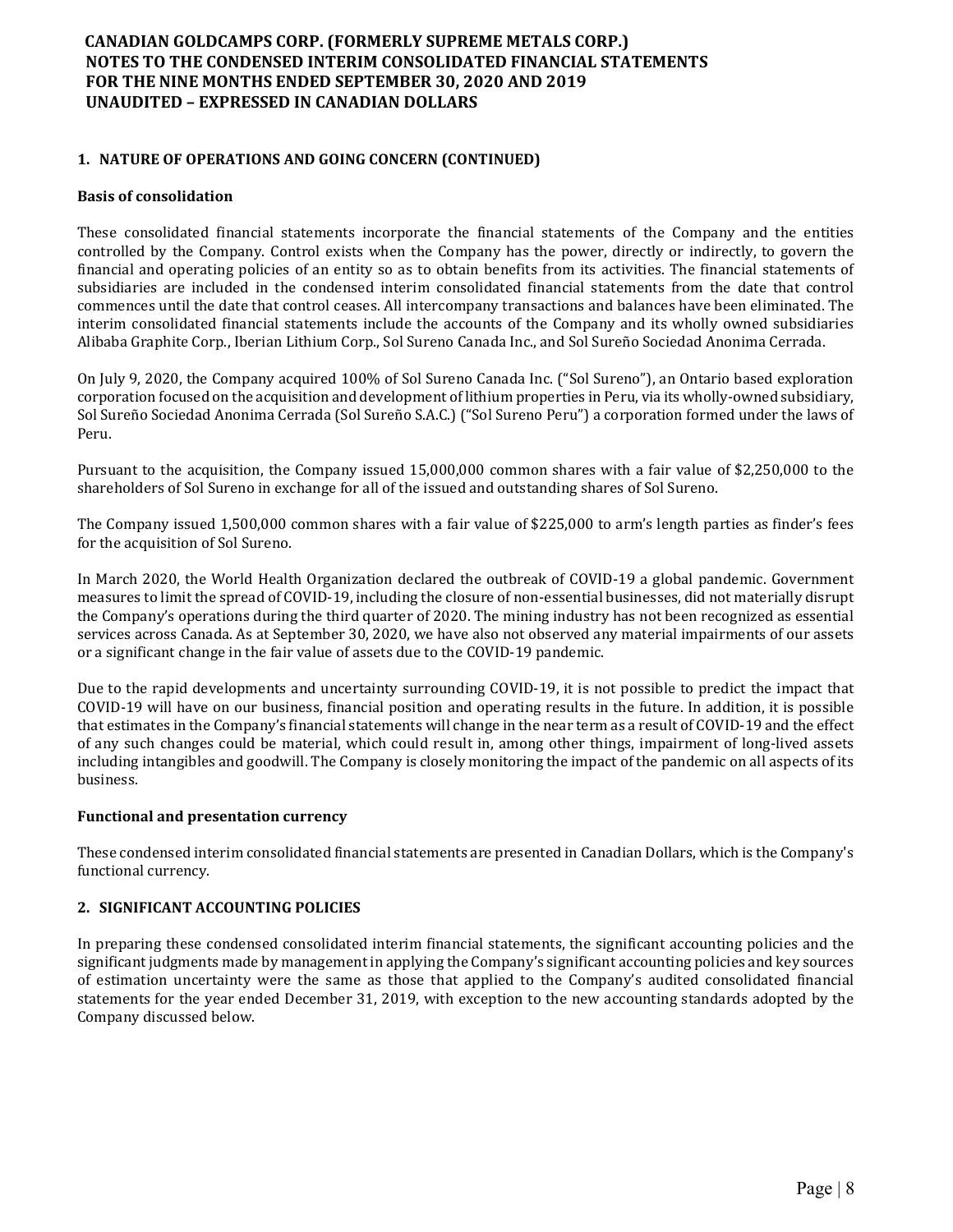## 1. NATURE OF OPERATIONS AND GOING CONCERN (CONTINUED)

### Basis of consolidation

These consolidated financial statements incorporate the financial statements of the Company and the entities controlled by the Company. Control exists when the Company has the power, directly or indirectly, to govern the financial and operating policies of an entity so as to obtain benefits from its activities. The financial statements of subsidiaries are included in the condensed interim consolidated financial statements from the date that control commences until the date that control ceases. All intercompany transactions and balances have been eliminated. The interim consolidated financial statements include the accounts of the Company and its wholly owned subsidiaries Alibaba Graphite Corp., Iberian Lithium Corp., Sol Sureno Canada Inc., and Sol Sureño Sociedad Anonima Cerrada.

On July 9, 2020, the Company acquired 100% of Sol Sureno Canada Inc. ("Sol Sureno"), an Ontario based exploration corporation focused on the acquisition and development of lithium properties in Peru, via its wholly-owned subsidiary, Sol Sureño Sociedad Anonima Cerrada (Sol Sureño S.A.C.) ("Sol Sureno Peru") a corporation formed under the laws of Peru.

Pursuant to the acquisition, the Company issued 15,000,000 common shares with a fair value of $2,250,000 to the shareholders of Sol Sureno in exchange for all of the issued and outstanding shares of Sol Sureno.

The Company issued 1,500,000 common shares with a fair value of $225,000 to arm's length parties as finder's fees for the acquisition of Sol Sureno.

In March 2020, the World Health Organization declared the outbreak of COVID-19 a global pandemic. Government measures to limit the spread of COVID-19, including the closure of non-essential businesses, did not materially disrupt the Company's operations during the third quarter of 2020. The mining industry has not been recognized as essential services across Canada. As at September 30, 2020, we have also not observed any material impairments of our assets or a significant change in the fair value of assets due to the COVID-19 pandemic.

Due to the rapid developments and uncertainty surrounding COVID-19, it is not possible to predict the impact that COVID-19 will have on our business, financial position and operating results in the future. In addition, it is possible that estimates in the Company's financial statements will change in the near term as a result of COVID-19 and the effect of any such changes could be material, which could result in, among other things, impairment of long-lived assets including intangibles and goodwill. The Company is closely monitoring the impact of the pandemic on all aspects of its business.

### Functional and presentation currency

These condensed interim consolidated financial statements are presented in Canadian Dollars, which is the Company's functional currency.

## 2. SIGNIFICANT ACCOUNTING POLICIES

In preparing these condensed consolidated interim financial statements, the significant accounting policies and the significant judgments made by management in applying the Company's significant accounting policies and key sources of estimation uncertainty were the same as those that applied to the Company's audited consolidated financial statements for the year ended December 31, 2019, with exception to the new accounting standards adopted by the Company discussed below.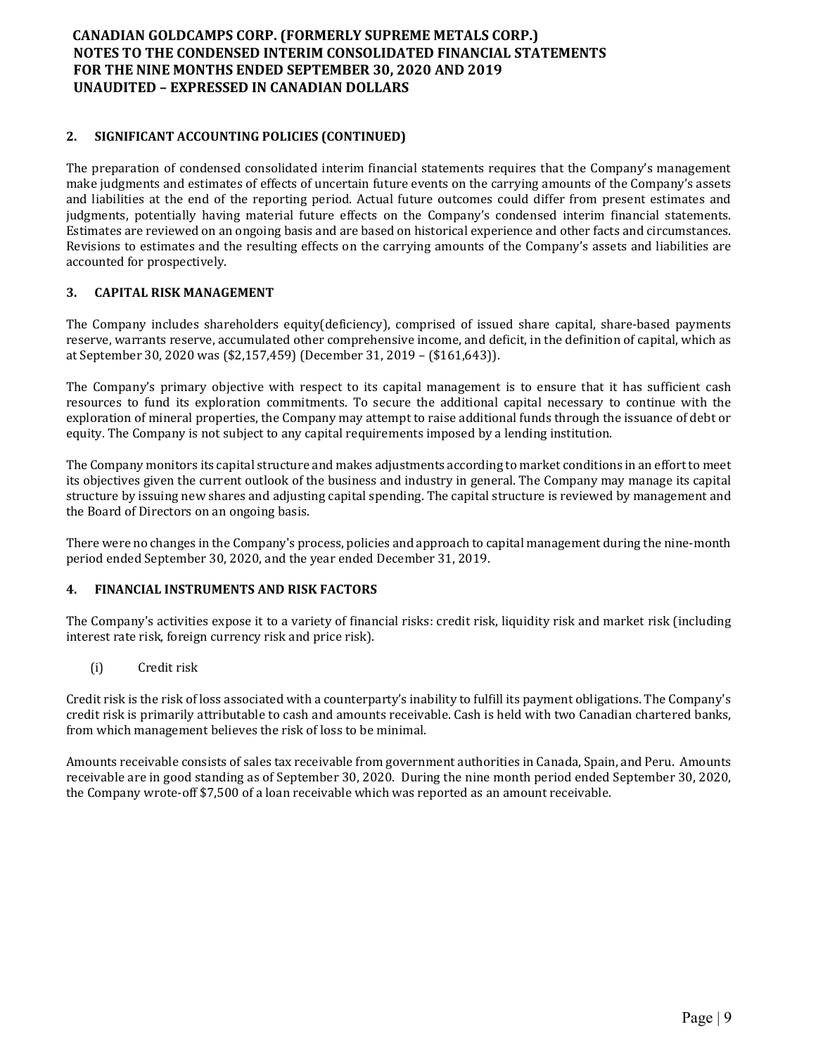## 2. SIGNIFICANT ACCOUNTING POLICIES (CONTINUED)

The preparation of condensed consolidated interim financial statements requires that the Company's management make judgments and estimates of effects of uncertain future events on the carrying amounts of the Company's assets and liabilities at the end of the reporting period. Actual future outcomes could differ from present estimates and judgments, potentially having material future effects on the Company's condensed interim financial statements. Estimates are reviewed on an ongoing basis and are based on historical experience and other facts and circumstances. Revisions to estimates and the resulting effects on the carrying amounts of the Company's assets and liabilities are accounted for prospectively.

## 3. CAPITAL RISK MANAGEMENT

The Company includes shareholders equity(deficiency), comprised of issued share capital, share-based payments reserve, warrants reserve, accumulated other comprehensive income, and deficit, in the definition of capital, which as at September 30, 2020 was ($2,157,459) (December 31, 2019 – ($161,643)).

The Company's primary objective with respect to its capital management is to ensure that it has sufficient cash resources to fund its exploration commitments. To secure the additional capital necessary to continue with the exploration of mineral properties, the Company may attempt to raise additional funds through the issuance of debt or equity. The Company is not subject to any capital requirements imposed by a lending institution.

The Company monitors its capital structure and makes adjustments according to market conditions in an effort to meet its objectives given the current outlook of the business and industry in general. The Company may manage its capital structure by issuing new shares and adjusting capital spending. The capital structure is reviewed by management and the Board of Directors on an ongoing basis.

There were no changes in the Company's process, policies and approach to capital management during the nine-month period ended September 30, 2020, and the year ended December 31, 2019.

## 4. FINANCIAL INSTRUMENTS AND RISK FACTORS

The Company's activities expose it to a variety of financial risks: credit risk, liquidity risk and market risk (including interest rate risk, foreign currency risk and price risk).

(i) Credit risk

Credit risk is the risk of loss associated with a counterparty's inability to fulfill its payment obligations. The Company's credit risk is primarily attributable to cash and amounts receivable. Cash is held with two Canadian chartered banks, from which management believes the risk of loss to be minimal.

Amounts receivable consists of sales tax receivable from government authorities in Canada, Spain, and Peru. Amounts receivable are in good standing as of September 30, 2020. During the nine month period ended September 30, 2020, the Company wrote-off $7,500 of a loan receivable which was reported as an amount receivable.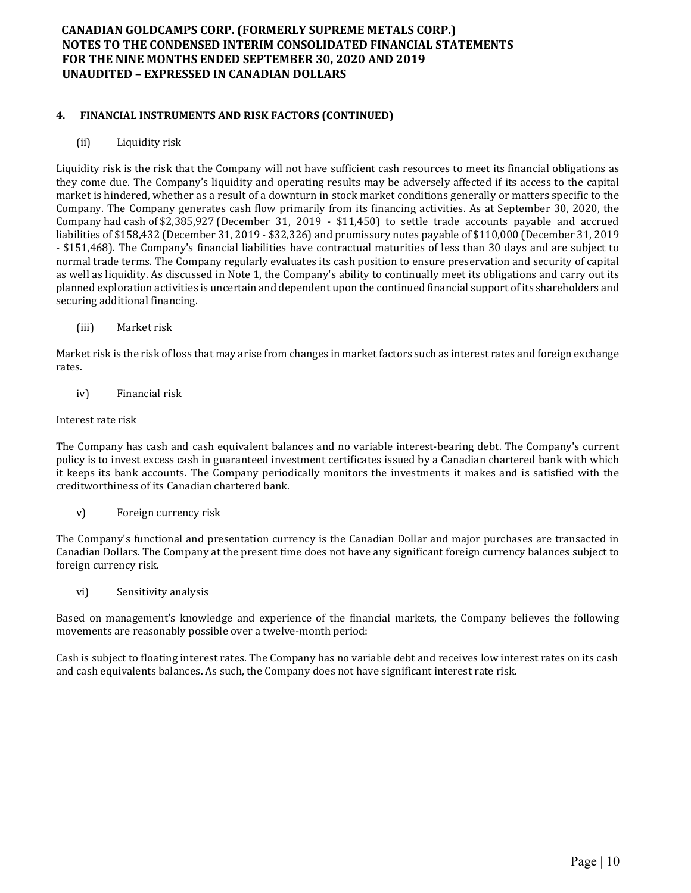## 4. FINANCIAL INSTRUMENTS AND RISK FACTORS (CONTINUED)

(ii) Liquidity risk

Liquidity risk is the risk that the Company will not have sufficient cash resources to meet its financial obligations as they come due. The Company's liquidity and operating results may be adversely affected if its access to the capital market is hindered, whether as a result of a downturn in stock market conditions generally or matters specific to the Company. The Company generates cash flow primarily from its financing activities. As at September 30, 2020, the Company had cash of $2,385,927 (December 31, 2019 - $11,450) to settle trade accounts payable and accrued liabilities of $158,432 (December 31, 2019 - $32,326) and promissory notes payable of $110,000 (December 31, 2019 - $151,468). The Company's financial liabilities have contractual maturities of less than 30 days and are subject to normal trade terms. The Company regularly evaluates its cash position to ensure preservation and security of capital as well as liquidity. As discussed in Note 1, the Company's ability to continually meet its obligations and carry out its planned exploration activities is uncertain and dependent upon the continued financial support of its shareholders and securing additional financing.

(iii) Market risk

Market risk is the risk of loss that may arise from changes in market factors such as interest rates and foreign exchange rates.

iv) Financial risk

Interest rate risk

The Company has cash and cash equivalent balances and no variable interest-bearing debt. The Company's current policy is to invest excess cash in guaranteed investment certificates issued by a Canadian chartered bank with which it keeps its bank accounts. The Company periodically monitors the investments it makes and is satisfied with the creditworthiness of its Canadian chartered bank.

v) Foreign currency risk

The Company's functional and presentation currency is the Canadian Dollar and major purchases are transacted in Canadian Dollars. The Company at the present time does not have any significant foreign currency balances subject to foreign currency risk.

vi) Sensitivity analysis

Based on management's knowledge and experience of the financial markets, the Company believes the following movements are reasonably possible over a twelve-month period:

Cash is subject to floating interest rates. The Company has no variable debt and receives low interest rates on its cash and cash equivalents balances. As such, the Company does not have significant interest rate risk.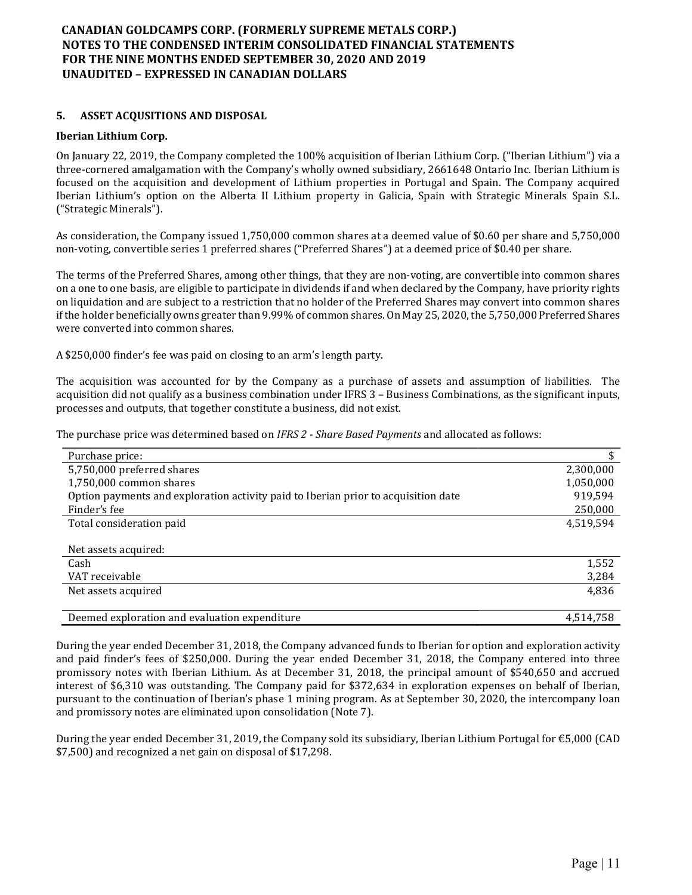## 5. ASSET ACQUSITIONS AND DISPOSAL

### Iberian Lithium Corp.

On January 22, 2019, the Company completed the 100% acquisition of Iberian Lithium Corp. ("Iberian Lithium") via a three-cornered amalgamation with the Company's wholly owned subsidiary, 2661648 Ontario Inc. Iberian Lithium is focused on the acquisition and development of Lithium properties in Portugal and Spain. The Company acquired Iberian Lithium's option on the Alberta II Lithium property in Galicia, Spain with Strategic Minerals Spain S.L. ("Strategic Minerals").

As consideration, the Company issued 1,750,000 common shares at a deemed value of $0.60 per share and 5,750,000 non-voting, convertible series 1 preferred shares ("Preferred Shares") at a deemed price of $0.40 per share.

The terms of the Preferred Shares, among other things, that they are non-voting, are convertible into common shares on a one to one basis, are eligible to participate in dividends if and when declared by the Company, have priority rights on liquidation and are subject to a restriction that no holder of the Preferred Shares may convert into common shares if the holder beneficially owns greater than 9.99% of common shares. On May 25, 2020, the 5,750,000 Preferred Shares were converted into common shares.

A $250,000 finder's fee was paid on closing to an arm's length party.

The acquisition was accounted for by the Company as a purchase of assets and assumption of liabilities. The acquisition did not qualify as a business combination under IFRS 3 – Business Combinations, as the significant inputs, processes and outputs, that together constitute a business, did not exist.

The purchase price was determined based on *IFRS 2 - Share Based Payments* and allocated as follows:

| Purchase price: | $ |
|---|---|
| 5,750,000 preferred shares | 2,300,000 |
| 1,750,000 common shares | 1,050,000 |
| Option payments and exploration activity paid to Iberian prior to acquisition date | 919,594 |
| Finder's fee | 250,000 |
| Total consideration paid | 4,519,594 |
| | |
| Net assets acquired: | |
| Cash | 1,552 |
| VAT receivable | 3,284 |
| Net assets acquired | 4,836 |
| | |
| Deemed exploration and evaluation expenditure | 4,514,758 |

During the year ended December 31, 2018, the Company advanced funds to Iberian for option and exploration activity and paid finder's fees of $250,000. During the year ended December 31, 2018, the Company entered into three promissory notes with Iberian Lithium. As at December 31, 2018, the principal amount of $540,650 and accrued interest of $6,310 was outstanding. The Company paid for $372,634 in exploration expenses on behalf of Iberian, pursuant to the continuation of Iberian's phase 1 mining program. As at September 30, 2020, the intercompany loan and promissory notes are eliminated upon consolidation (Note 7).

During the year ended December 31, 2019, the Company sold its subsidiary, Iberian Lithium Portugal for €5,000 (CAD $7,500) and recognized a net gain on disposal of $17,298.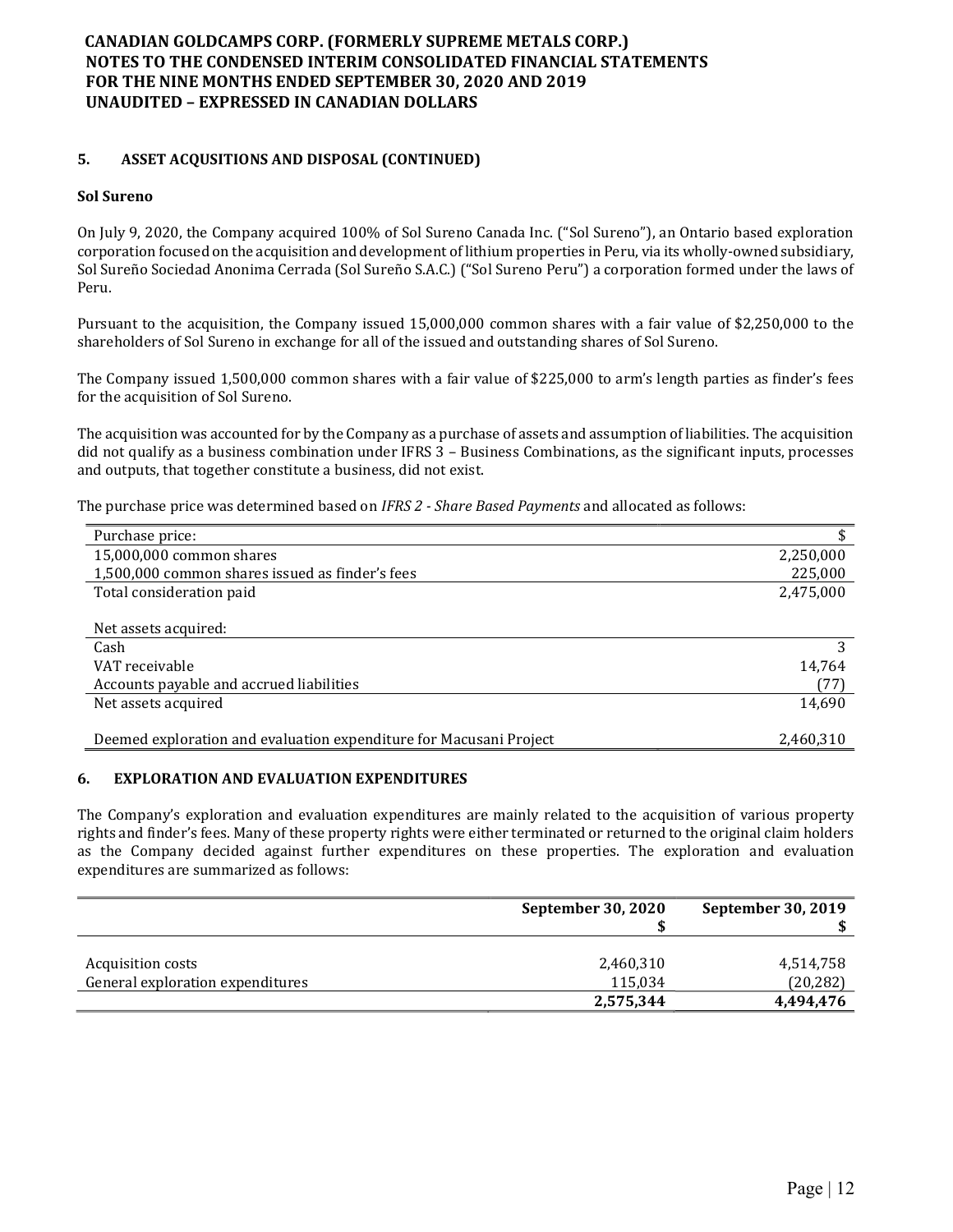## 5. ASSET ACQUSITIONS AND DISPOSAL (CONTINUED)

### Sol Sureno

On July 9, 2020, the Company acquired 100% of Sol Sureno Canada Inc. ("Sol Sureno"), an Ontario based exploration corporation focused on the acquisition and development of lithium properties in Peru, via its wholly-owned subsidiary, Sol Sureño Sociedad Anonima Cerrada (Sol Sureño S.A.C.) ("Sol Sureno Peru") a corporation formed under the laws of Peru.

Pursuant to the acquisition, the Company issued 15,000,000 common shares with a fair value of $2,250,000 to the shareholders of Sol Sureno in exchange for all of the issued and outstanding shares of Sol Sureno.

The Company issued 1,500,000 common shares with a fair value of $225,000 to arm's length parties as finder's fees for the acquisition of Sol Sureno.

The acquisition was accounted for by the Company as a purchase of assets and assumption of liabilities. The acquisition did not qualify as a business combination under IFRS 3 – Business Combinations, as the significant inputs, processes and outputs, that together constitute a business, did not exist.

The purchase price was determined based on *IFRS 2 - Share Based Payments* and allocated as follows:

| Purchase price: | $ |
|---|---|
| 15,000,000 common shares | 2,250,000 |
| 1,500,000 common shares issued as finder's fees | 225,000 |
| Total consideration paid | 2,475,000 |
| | |
| Net assets acquired: | |
| Cash | 3 |
| VAT receivable | 14,764 |
| Accounts payable and accrued liabilities | (77) |
| Net assets acquired | 14,690 |
| | |
| Deemed exploration and evaluation expenditure for Macusani Project | 2,460,310 |

## 6. EXPLORATION AND EVALUATION EXPENDITURES

The Company's exploration and evaluation expenditures are mainly related to the acquisition of various property rights and finder's fees. Many of these property rights were either terminated or returned to the original claim holders as the Company decided against further expenditures on these properties. The exploration and evaluation expenditures are summarized as follows:

| | September 30, 2020<br>$ | September 30, 2019<br>$ |
|---|---|---|
| Acquisition costs | 2,460,310 | 4,514,758 |
| General exploration expenditures | 115,034 | (20,282) |
| | **2,575,344** | **4,494,476** |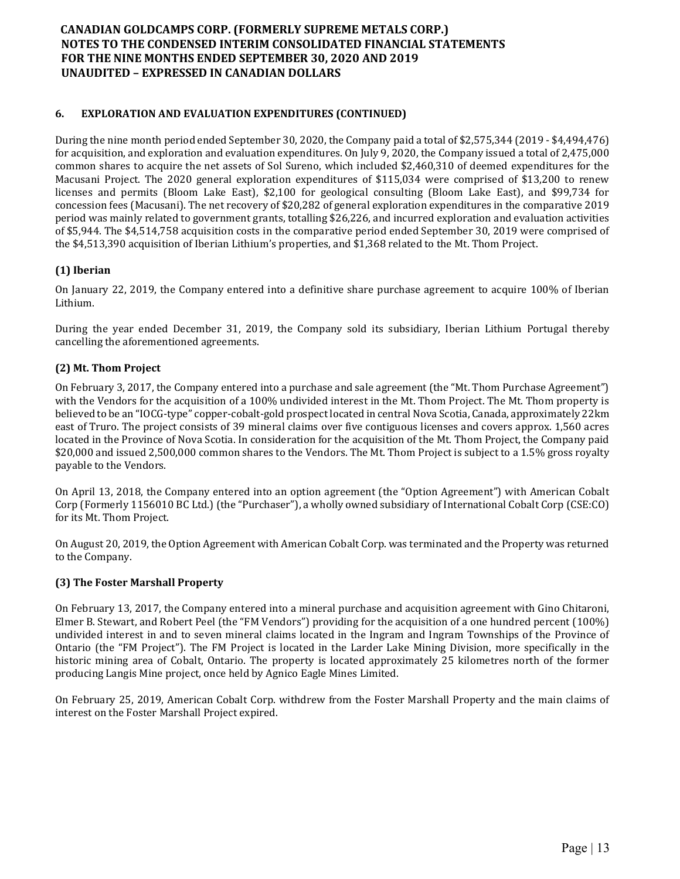## 6. EXPLORATION AND EVALUATION EXPENDITURES (CONTINUED)

During the nine month period ended September 30, 2020, the Company paid a total of $2,575,344 (2019 - $4,494,476) for acquisition, and exploration and evaluation expenditures. On July 9, 2020, the Company issued a total of 2,475,000 common shares to acquire the net assets of Sol Sureno, which included $2,460,310 of deemed expenditures for the Macusani Project. The 2020 general exploration expenditures of $115,034 were comprised of $13,200 to renew licenses and permits (Bloom Lake East), $2,100 for geological consulting (Bloom Lake East), and $99,734 for concession fees (Macusani). The net recovery of $20,282 of general exploration expenditures in the comparative 2019 period was mainly related to government grants, totalling $26,226, and incurred exploration and evaluation activities of $5,944. The $4,514,758 acquisition costs in the comparative period ended September 30, 2019 were comprised of the $4,513,390 acquisition of Iberian Lithium's properties, and $1,368 related to the Mt. Thom Project.

### (1) Iberian

On January 22, 2019, the Company entered into a definitive share purchase agreement to acquire 100% of Iberian Lithium.

During the year ended December 31, 2019, the Company sold its subsidiary, Iberian Lithium Portugal thereby cancelling the aforementioned agreements.

### (2) Mt. Thom Project

On February 3, 2017, the Company entered into a purchase and sale agreement (the "Mt. Thom Purchase Agreement") with the Vendors for the acquisition of a 100% undivided interest in the Mt. Thom Project. The Mt. Thom property is believed to be an "IOCG-type" copper-cobalt-gold prospect located in central Nova Scotia, Canada, approximately 22km east of Truro. The project consists of 39 mineral claims over five contiguous licenses and covers approx. 1,560 acres located in the Province of Nova Scotia. In consideration for the acquisition of the Mt. Thom Project, the Company paid $20,000 and issued 2,500,000 common shares to the Vendors. The Mt. Thom Project is subject to a 1.5% gross royalty payable to the Vendors.

On April 13, 2018, the Company entered into an option agreement (the "Option Agreement") with American Cobalt Corp (Formerly 1156010 BC Ltd.) (the "Purchaser"), a wholly owned subsidiary of International Cobalt Corp (CSE:CO) for its Mt. Thom Project.

On August 20, 2019, the Option Agreement with American Cobalt Corp. was terminated and the Property was returned to the Company.

### (3) The Foster Marshall Property

On February 13, 2017, the Company entered into a mineral purchase and acquisition agreement with Gino Chitaroni, Elmer B. Stewart, and Robert Peel (the "FM Vendors") providing for the acquisition of a one hundred percent (100%) undivided interest in and to seven mineral claims located in the Ingram and Ingram Townships of the Province of Ontario (the "FM Project"). The FM Project is located in the Larder Lake Mining Division, more specifically in the historic mining area of Cobalt, Ontario. The property is located approximately 25 kilometres north of the former producing Langis Mine project, once held by Agnico Eagle Mines Limited.

On February 25, 2019, American Cobalt Corp. withdrew from the Foster Marshall Property and the main claims of interest on the Foster Marshall Project expired.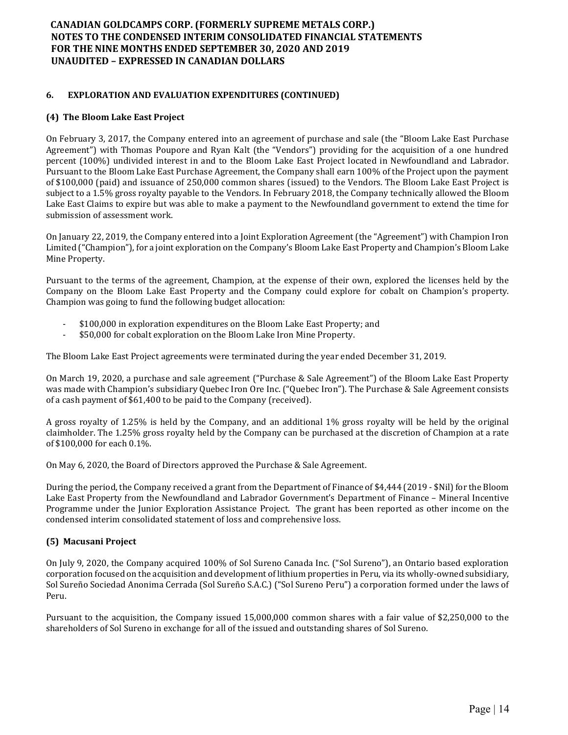## 6. EXPLORATION AND EVALUATION EXPENDITURES (CONTINUED)

### (4) The Bloom Lake East Project

On February 3, 2017, the Company entered into an agreement of purchase and sale (the "Bloom Lake East Purchase Agreement") with Thomas Poupore and Ryan Kalt (the "Vendors") providing for the acquisition of a one hundred percent (100%) undivided interest in and to the Bloom Lake East Project located in Newfoundland and Labrador. Pursuant to the Bloom Lake East Purchase Agreement, the Company shall earn 100% of the Project upon the payment of $100,000 (paid) and issuance of 250,000 common shares (issued) to the Vendors. The Bloom Lake East Project is subject to a 1.5% gross royalty payable to the Vendors. In February 2018, the Company technically allowed the Bloom Lake East Claims to expire but was able to make a payment to the Newfoundland government to extend the time for submission of assessment work.

On January 22, 2019, the Company entered into a Joint Exploration Agreement (the "Agreement") with Champion Iron Limited ("Champion"), for a joint exploration on the Company's Bloom Lake East Property and Champion's Bloom Lake Mine Property.

Pursuant to the terms of the agreement, Champion, at the expense of their own, explored the licenses held by the Company on the Bloom Lake East Property and the Company could explore for cobalt on Champion's property. Champion was going to fund the following budget allocation:

- $100,000 in exploration expenditures on the Bloom Lake East Property; and
- $50,000 for cobalt exploration on the Bloom Lake Iron Mine Property.

The Bloom Lake East Project agreements were terminated during the year ended December 31, 2019.

On March 19, 2020, a purchase and sale agreement ("Purchase & Sale Agreement") of the Bloom Lake East Property was made with Champion's subsidiary Quebec Iron Ore Inc. ("Quebec Iron"). The Purchase & Sale Agreement consists of a cash payment of $61,400 to be paid to the Company (received).

A gross royalty of 1.25% is held by the Company, and an additional 1% gross royalty will be held by the original claimholder. The 1.25% gross royalty held by the Company can be purchased at the discretion of Champion at a rate of $100,000 for each 0.1%.

On May 6, 2020, the Board of Directors approved the Purchase & Sale Agreement.

During the period, the Company received a grant from the Department of Finance of $4,444 (2019 - $Nil) for the Bloom Lake East Property from the Newfoundland and Labrador Government's Department of Finance – Mineral Incentive Programme under the Junior Exploration Assistance Project. The grant has been reported as other income on the condensed interim consolidated statement of loss and comprehensive loss.

### (5) Macusani Project

On July 9, 2020, the Company acquired 100% of Sol Sureno Canada Inc. ("Sol Sureno"), an Ontario based exploration corporation focused on the acquisition and development of lithium properties in Peru, via its wholly-owned subsidiary, Sol Sureño Sociedad Anonima Cerrada (Sol Sureño S.A.C.) ("Sol Sureno Peru") a corporation formed under the laws of Peru.

Pursuant to the acquisition, the Company issued 15,000,000 common shares with a fair value of $2,250,000 to the shareholders of Sol Sureno in exchange for all of the issued and outstanding shares of Sol Sureno.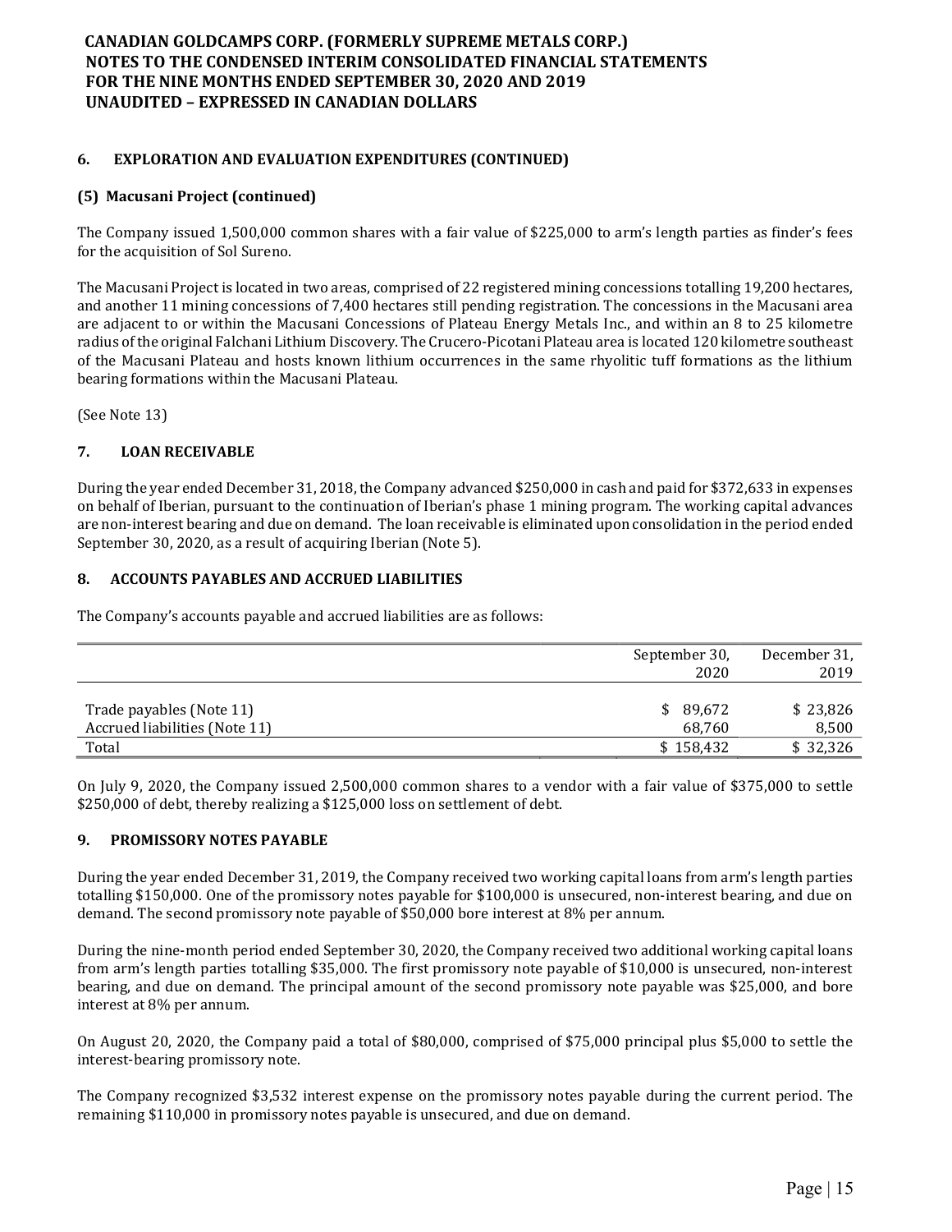## 6. EXPLORATION AND EVALUATION EXPENDITURES (CONTINUED)

### (5) Macusani Project (continued)

The Company issued 1,500,000 common shares with a fair value of $225,000 to arm's length parties as finder's fees for the acquisition of Sol Sureno.

The Macusani Project is located in two areas, comprised of 22 registered mining concessions totalling 19,200 hectares, and another 11 mining concessions of 7,400 hectares still pending registration. The concessions in the Macusani area are adjacent to or within the Macusani Concessions of Plateau Energy Metals Inc., and within an 8 to 25 kilometre radius of the original Falchani Lithium Discovery. The Crucero-Picotani Plateau area is located 120 kilometre southeast of the Macusani Plateau and hosts known lithium occurrences in the same rhyolitic tuff formations as the lithium bearing formations within the Macusani Plateau.

(See Note 13)

## 7. LOAN RECEIVABLE

During the year ended December 31, 2018, the Company advanced $250,000 in cash and paid for $372,633 in expenses on behalf of Iberian, pursuant to the continuation of Iberian's phase 1 mining program. The working capital advances are non-interest bearing and due on demand. The loan receivable is eliminated upon consolidation in the period ended September 30, 2020, as a result of acquiring Iberian (Note 5).

## 8. ACCOUNTS PAYABLES AND ACCRUED LIABILITIES

The Company's accounts payable and accrued liabilities are as follows:

| | September 30, 2020 | December 31, 2019 |
|---|---|---|
| Trade payables (Note 11) | $ 89,672 | $ 23,826 |
| Accrued liabilities (Note 11) | 68,760 | 8,500 |
| Total | $ 158,432 | $ 32,326 |

On July 9, 2020, the Company issued 2,500,000 common shares to a vendor with a fair value of $375,000 to settle $250,000 of debt, thereby realizing a $125,000 loss on settlement of debt.

## 9. PROMISSORY NOTES PAYABLE

During the year ended December 31, 2019, the Company received two working capital loans from arm's length parties totalling $150,000. One of the promissory notes payable for $100,000 is unsecured, non-interest bearing, and due on demand. The second promissory note payable of $50,000 bore interest at 8% per annum.

During the nine-month period ended September 30, 2020, the Company received two additional working capital loans from arm's length parties totalling $35,000. The first promissory note payable of $10,000 is unsecured, non-interest bearing, and due on demand. The principal amount of the second promissory note payable was $25,000, and bore interest at 8% per annum.

On August 20, 2020, the Company paid a total of $80,000, comprised of $75,000 principal plus $5,000 to settle the interest-bearing promissory note.

The Company recognized $3,532 interest expense on the promissory notes payable during the current period. The remaining $110,000 in promissory notes payable is unsecured, and due on demand.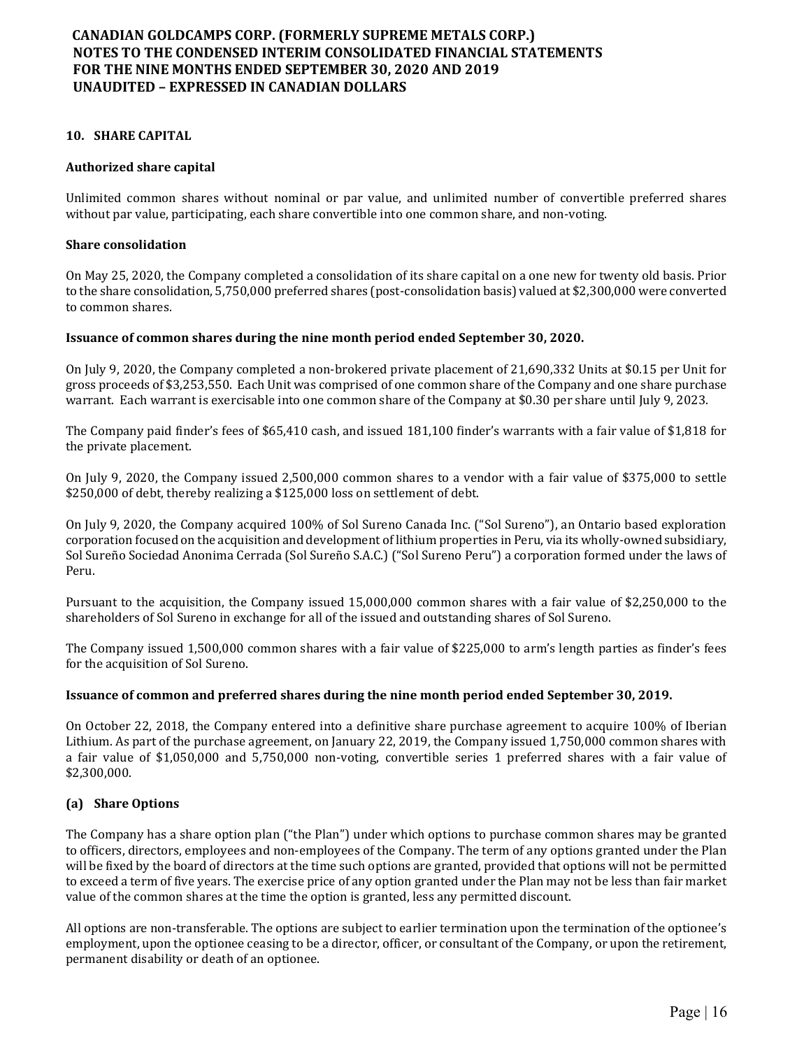## 10. SHARE CAPITAL

### Authorized share capital

Unlimited common shares without nominal or par value, and unlimited number of convertible preferred shares without par value, participating, each share convertible into one common share, and non-voting.

### Share consolidation

On May 25, 2020, the Company completed a consolidation of its share capital on a one new for twenty old basis. Prior to the share consolidation, 5,750,000 preferred shares (post-consolidation basis) valued at $2,300,000 were converted to common shares.

### Issuance of common shares during the nine month period ended September 30, 2020.

On July 9, 2020, the Company completed a non-brokered private placement of 21,690,332 Units at $0.15 per Unit for gross proceeds of $3,253,550. Each Unit was comprised of one common share of the Company and one share purchase warrant. Each warrant is exercisable into one common share of the Company at $0.30 per share until July 9, 2023.

The Company paid finder's fees of $65,410 cash, and issued 181,100 finder's warrants with a fair value of $1,818 for the private placement.

On July 9, 2020, the Company issued 2,500,000 common shares to a vendor with a fair value of $375,000 to settle $250,000 of debt, thereby realizing a $125,000 loss on settlement of debt.

On July 9, 2020, the Company acquired 100% of Sol Sureno Canada Inc. ("Sol Sureno"), an Ontario based exploration corporation focused on the acquisition and development of lithium properties in Peru, via its wholly-owned subsidiary, Sol Sureño Sociedad Anonima Cerrada (Sol Sureño S.A.C.) ("Sol Sureno Peru") a corporation formed under the laws of Peru.

Pursuant to the acquisition, the Company issued 15,000,000 common shares with a fair value of $2,250,000 to the shareholders of Sol Sureno in exchange for all of the issued and outstanding shares of Sol Sureno.

The Company issued 1,500,000 common shares with a fair value of $225,000 to arm's length parties as finder's fees for the acquisition of Sol Sureno.

### Issuance of common and preferred shares during the nine month period ended September 30, 2019.

On October 22, 2018, the Company entered into a definitive share purchase agreement to acquire 100% of Iberian Lithium. As part of the purchase agreement, on January 22, 2019, the Company issued 1,750,000 common shares with a fair value of $1,050,000 and 5,750,000 non-voting, convertible series 1 preferred shares with a fair value of $2,300,000.

### (a) Share Options

The Company has a share option plan ("the Plan") under which options to purchase common shares may be granted to officers, directors, employees and non-employees of the Company. The term of any options granted under the Plan will be fixed by the board of directors at the time such options are granted, provided that options will not be permitted to exceed a term of five years. The exercise price of any option granted under the Plan may not be less than fair market value of the common shares at the time the option is granted, less any permitted discount.

All options are non-transferable. The options are subject to earlier termination upon the termination of the optionee's employment, upon the optionee ceasing to be a director, officer, or consultant of the Company, or upon the retirement, permanent disability or death of an optionee.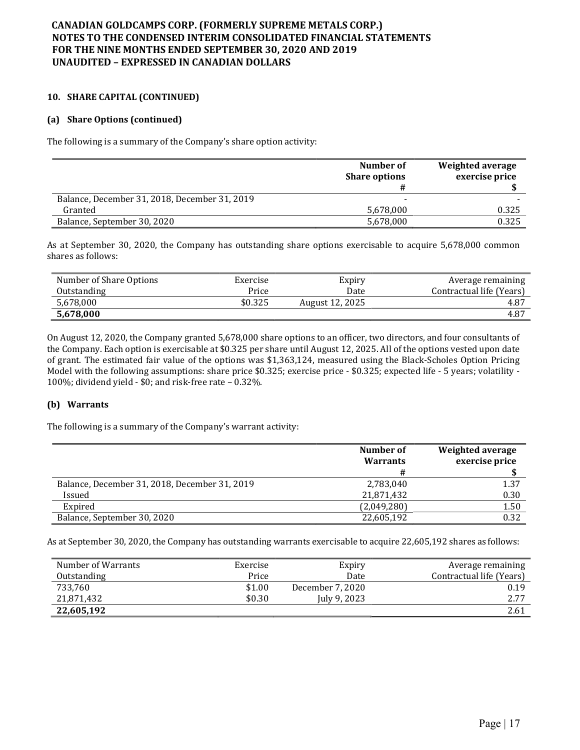**CANADIAN GOLDCAMPS CORP. (FORMERLY SUPREME METALS CORP.)**
**NOTES TO THE CONDENSED INTERIM CONSOLIDATED FINANCIAL STATEMENTS**
**FOR THE NINE MONTHS ENDED SEPTEMBER 30, 2020 AND 2019**
**UNAUDITED – EXPRESSED IN CANADIAN DOLLARS**

### 10. SHARE CAPITAL (CONTINUED)

#### (a) Share Options (continued)

The following is a summary of the Company's share option activity:

| | Number of Share options # | Weighted average exercise price $ |
|---|---|---|
| Balance, December 31, 2018, December 31, 2019 | - | - |
| Granted | 5,678,000 | 0.325 |
| Balance, September 30, 2020 | 5,678,000 | 0.325 |

As at September 30, 2020, the Company has outstanding share options exercisable to acquire 5,678,000 common shares as follows:

| Number of Share Options Outstanding | Exercise Price | Expiry Date | Average remaining Contractual life (Years) |
|---|---|---|---|
| 5,678,000 | $0.325 | August 12, 2025 | 4.87 |
| **5,678,000** | | | 4.87 |

On August 12, 2020, the Company granted 5,678,000 share options to an officer, two directors, and four consultants of the Company. Each option is exercisable at $0.325 per share until August 12, 2025. All of the options vested upon date of grant. The estimated fair value of the options was $1,363,124, measured using the Black-Scholes Option Pricing Model with the following assumptions: share price $0.325; exercise price - $0.325; expected life - 5 years; volatility - 100%; dividend yield - $0; and risk-free rate – 0.32%.

#### (b) Warrants

The following is a summary of the Company's warrant activity:

| | Number of Warrants # | Weighted average exercise price $ |
|---|---|---|
| Balance, December 31, 2018, December 31, 2019 | 2,783,040 | 1.37 |
| Issued | 21,871,432 | 0.30 |
| Expired | (2,049,280) | 1.50 |
| Balance, September 30, 2020 | 22,605,192 | 0.32 |

As at September 30, 2020, the Company has outstanding warrants exercisable to acquire 22,605,192 shares as follows:

| Number of Warrants Outstanding | Exercise Price | Expiry Date | Average remaining Contractual life (Years) |
|---|---|---|---|
| 733,760 | $1.00 | December 7, 2020 | 0.19 |
| 21,871,432 | $0.30 | July 9, 2023 | 2.77 |
| **22,605,192** | | | 2.61 |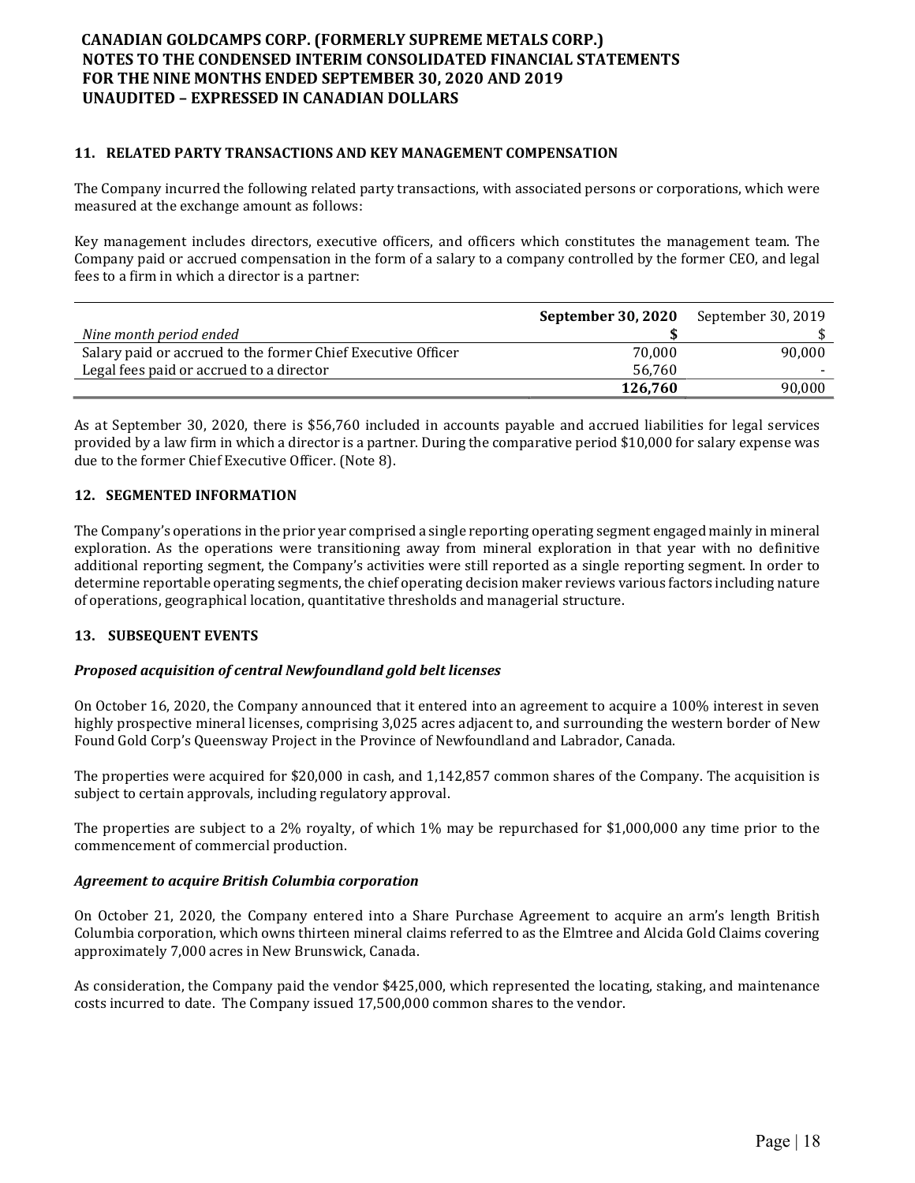## 11. RELATED PARTY TRANSACTIONS AND KEY MANAGEMENT COMPENSATION

The Company incurred the following related party transactions, with associated persons or corporations, which were measured at the exchange amount as follows:

Key management includes directors, executive officers, and officers which constitutes the management team. The Company paid or accrued compensation in the form of a salary to a company controlled by the former CEO, and legal fees to a firm in which a director is a partner:

| | **September 30, 2020** | September 30, 2019 |
|---|---|---|
| *Nine month period ended* | **$** | $ |
| Salary paid or accrued to the former Chief Executive Officer | 70,000 | 90,000 |
| Legal fees paid or accrued to a director | 56,760 | - |
| | **126,760** | 90,000 |

As at September 30, 2020, there is $56,760 included in accounts payable and accrued liabilities for legal services provided by a law firm in which a director is a partner. During the comparative period $10,000 for salary expense was due to the former Chief Executive Officer. (Note 8).

## 12. SEGMENTED INFORMATION

The Company's operations in the prior year comprised a single reporting operating segment engaged mainly in mineral exploration. As the operations were transitioning away from mineral exploration in that year with no definitive additional reporting segment, the Company's activities were still reported as a single reporting segment. In order to determine reportable operating segments, the chief operating decision maker reviews various factors including nature of operations, geographical location, quantitative thresholds and managerial structure.

## 13. SUBSEQUENT EVENTS

***Proposed acquisition of central Newfoundland gold belt licenses***

On October 16, 2020, the Company announced that it entered into an agreement to acquire a 100% interest in seven highly prospective mineral licenses, comprising 3,025 acres adjacent to, and surrounding the western border of New Found Gold Corp's Queensway Project in the Province of Newfoundland and Labrador, Canada.

The properties were acquired for $20,000 in cash, and 1,142,857 common shares of the Company. The acquisition is subject to certain approvals, including regulatory approval.

The properties are subject to a 2% royalty, of which 1% may be repurchased for $1,000,000 any time prior to the commencement of commercial production.

***Agreement to acquire British Columbia corporation***

On October 21, 2020, the Company entered into a Share Purchase Agreement to acquire an arm's length British Columbia corporation, which owns thirteen mineral claims referred to as the Elmtree and Alcida Gold Claims covering approximately 7,000 acres in New Brunswick, Canada.

As consideration, the Company paid the vendor $425,000, which represented the locating, staking, and maintenance costs incurred to date. The Company issued 17,500,000 common shares to the vendor.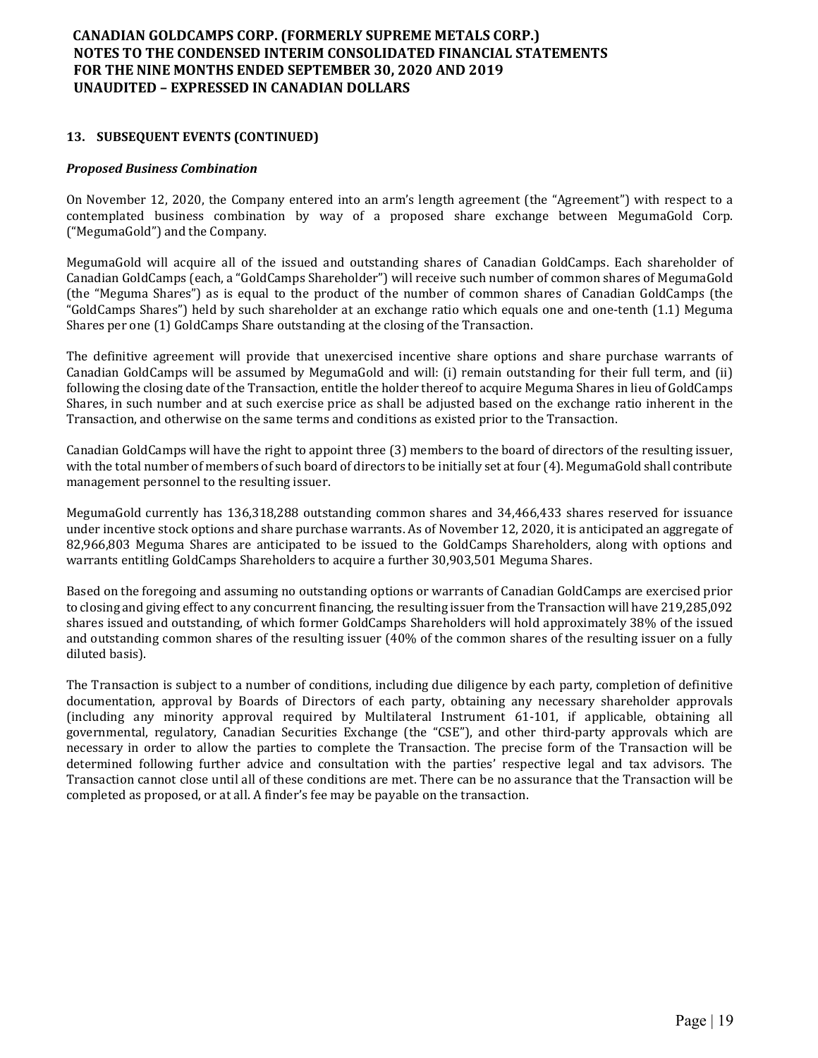## 13. SUBSEQUENT EVENTS (CONTINUED)

***Proposed Business Combination***

On November 12, 2020, the Company entered into an arm's length agreement (the "Agreement") with respect to a contemplated business combination by way of a proposed share exchange between MegumaGold Corp. ("MegumaGold") and the Company.

MegumaGold will acquire all of the issued and outstanding shares of Canadian GoldCamps. Each shareholder of Canadian GoldCamps (each, a "GoldCamps Shareholder") will receive such number of common shares of MegumaGold (the "Meguma Shares") as is equal to the product of the number of common shares of Canadian GoldCamps (the "GoldCamps Shares") held by such shareholder at an exchange ratio which equals one and one-tenth (1.1) Meguma Shares per one (1) GoldCamps Share outstanding at the closing of the Transaction.

The definitive agreement will provide that unexercised incentive share options and share purchase warrants of Canadian GoldCamps will be assumed by MegumaGold and will: (i) remain outstanding for their full term, and (ii) following the closing date of the Transaction, entitle the holder thereof to acquire Meguma Shares in lieu of GoldCamps Shares, in such number and at such exercise price as shall be adjusted based on the exchange ratio inherent in the Transaction, and otherwise on the same terms and conditions as existed prior to the Transaction.

Canadian GoldCamps will have the right to appoint three (3) members to the board of directors of the resulting issuer, with the total number of members of such board of directors to be initially set at four (4). MegumaGold shall contribute management personnel to the resulting issuer.

MegumaGold currently has 136,318,288 outstanding common shares and 34,466,433 shares reserved for issuance under incentive stock options and share purchase warrants. As of November 12, 2020, it is anticipated an aggregate of 82,966,803 Meguma Shares are anticipated to be issued to the GoldCamps Shareholders, along with options and warrants entitling GoldCamps Shareholders to acquire a further 30,903,501 Meguma Shares.

Based on the foregoing and assuming no outstanding options or warrants of Canadian GoldCamps are exercised prior to closing and giving effect to any concurrent financing, the resulting issuer from the Transaction will have 219,285,092 shares issued and outstanding, of which former GoldCamps Shareholders will hold approximately 38% of the issued and outstanding common shares of the resulting issuer (40% of the common shares of the resulting issuer on a fully diluted basis).

The Transaction is subject to a number of conditions, including due diligence by each party, completion of definitive documentation, approval by Boards of Directors of each party, obtaining any necessary shareholder approvals (including any minority approval required by Multilateral Instrument 61-101, if applicable, obtaining all governmental, regulatory, Canadian Securities Exchange (the "CSE"), and other third-party approvals which are necessary in order to allow the parties to complete the Transaction. The precise form of the Transaction will be determined following further advice and consultation with the parties' respective legal and tax advisors. The Transaction cannot close until all of these conditions are met. There can be no assurance that the Transaction will be completed as proposed, or at all. A finder's fee may be payable on the transaction.